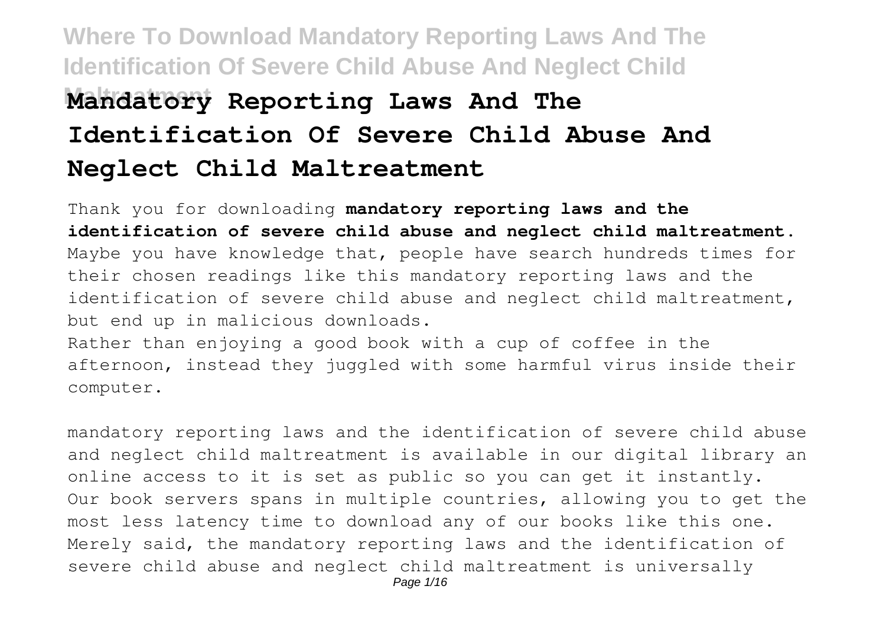# Mandatory Reporting Laws And The Identification Of Severe Child Abuse And Neglect Child Maltreatment

Thank you for downloading **mandatory reporting laws and the identification of severe child abuse and neglect child maltreatment**. Maybe you have knowledge that, people have search hundreds times for their chosen readings like this mandatory reporting laws and the identification of severe child abuse and neglect child maltreatment, but end up in malicious downloads.

Rather than enjoying a good book with a cup of coffee in the afternoon, instead they juggled with some harmful virus inside their computer.

mandatory reporting laws and the identification of severe child abuse and neglect child maltreatment is available in our digital library an online access to it is set as public so you can get it instantly. Our book servers spans in multiple countries, allowing you to get the most less latency time to download any of our books like this one. Merely said, the mandatory reporting laws and the identification of severe child abuse and neglect child maltreatment is universally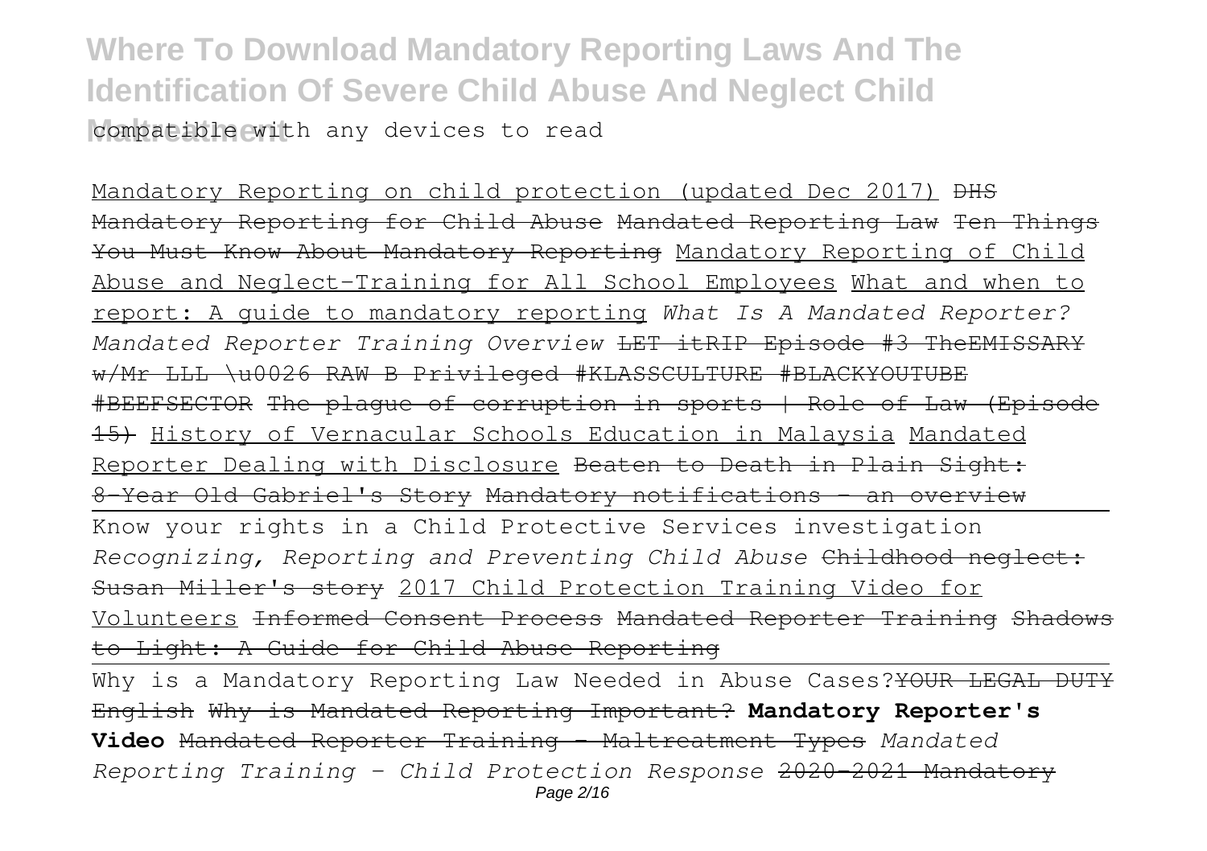compatible with any devices to read

Mandatory Reporting on child protection (updated Dec 2017) ~~DHS Mandatory Reporting for Child Abuse~~ ~~Mandated Reporting Law~~ ~~Ten Things You Must Know About Mandatory Reporting~~ Mandatory Reporting of Child Abuse and Neglect-Training for All School Employees What and when to report: A guide to mandatory reporting *What Is A Mandated Reporter? Mandated Reporter Training Overview* ~~LET itRIP Episode #3 TheEMISSARY w/Mr LLL \u0026 RAW B Privileged #KLASSCULTURE #BLACKYOUTUBE #BEEFSECTOR~~ ~~The plague of corruption in sports | Role of Law (Episode 15)~~ History of Vernacular Schools Education in Malaysia Mandated Reporter Dealing with Disclosure ~~Beaten to Death in Plain Sight: 8-Year Old Gabriel's Story~~ ~~Mandatory notifications - an overview~~

Know your rights in a Child Protective Services investigation *Recognizing, Reporting and Preventing Child Abuse* ~~Childhood neglect: Susan Miller's story~~ 2017 Child Protection Training Video for Volunteers ~~Informed Consent Process~~ ~~Mandated Reporter Training~~ ~~Shadows to Light: A Guide for Child Abuse Reporting~~

Why is a Mandatory Reporting Law Needed in Abuse Cases? ~~YOUR LEGAL DUTY English~~ ~~Why is Mandated Reporting Important?~~ **Mandatory Reporter's Video** ~~Mandated Reporter Training - Maltreatment Types~~ *Mandated Reporting Training - Child Protection Response* ~~2020-2021 Mandatory~~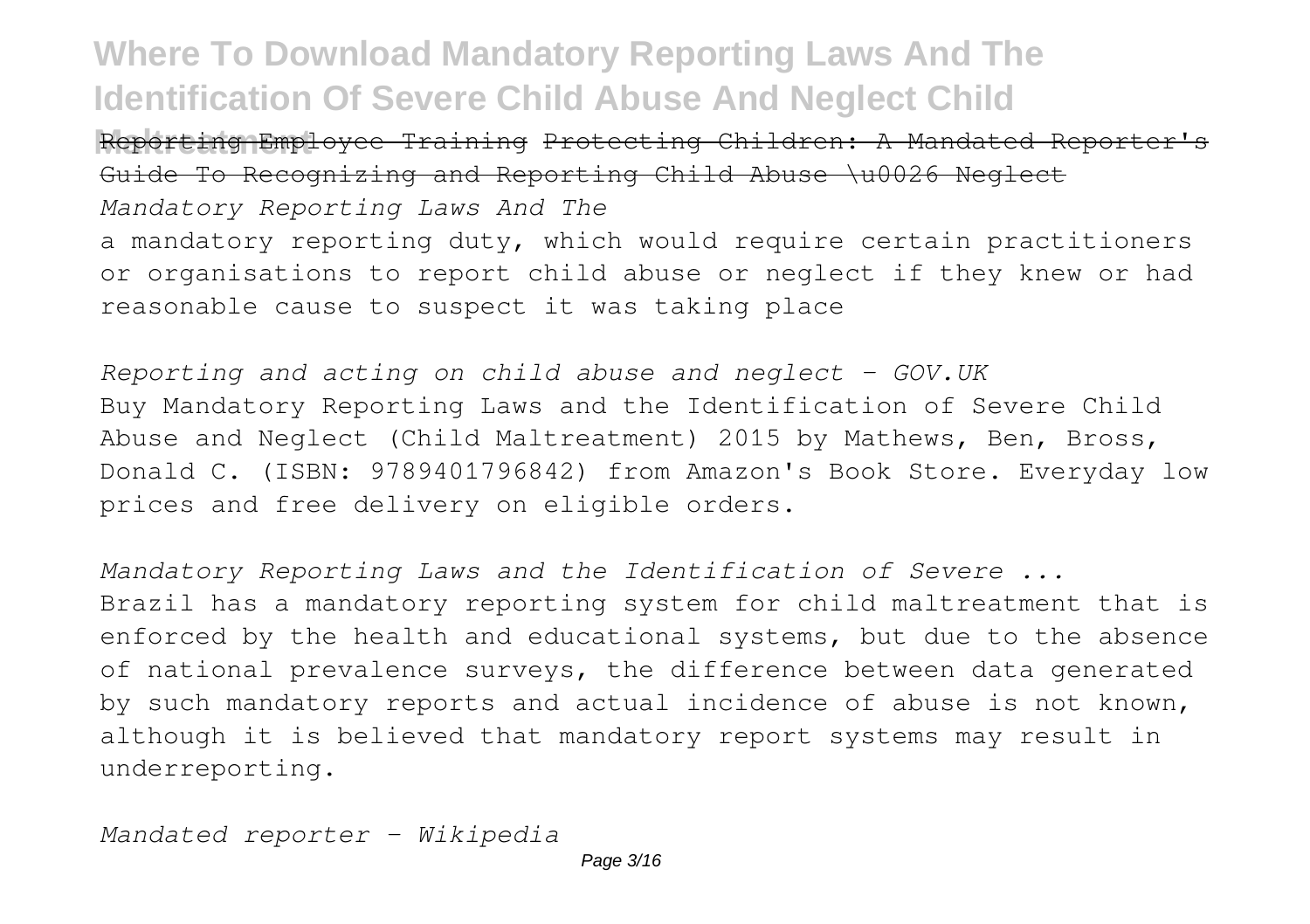Reporting Employee Training ~~Protecting Children: A Mandated Reporter's Guide To Recognizing and Reporting Child Abuse \u0026 Neglect~~

*Mandatory Reporting Laws And The*

a mandatory reporting duty, which would require certain practitioners or organisations to report child abuse or neglect if they knew or had reasonable cause to suspect it was taking place

*Reporting and acting on child abuse and neglect - GOV.UK*

Buy Mandatory Reporting Laws and the Identification of Severe Child Abuse and Neglect (Child Maltreatment) 2015 by Mathews, Ben, Bross, Donald C. (ISBN: 9789401796842) from Amazon's Book Store. Everyday low prices and free delivery on eligible orders.

*Mandatory Reporting Laws and the Identification of Severe ...*

Brazil has a mandatory reporting system for child maltreatment that is enforced by the health and educational systems, but due to the absence of national prevalence surveys, the difference between data generated by such mandatory reports and actual incidence of abuse is not known, although it is believed that mandatory report systems may result in underreporting.

*Mandated reporter - Wikipedia*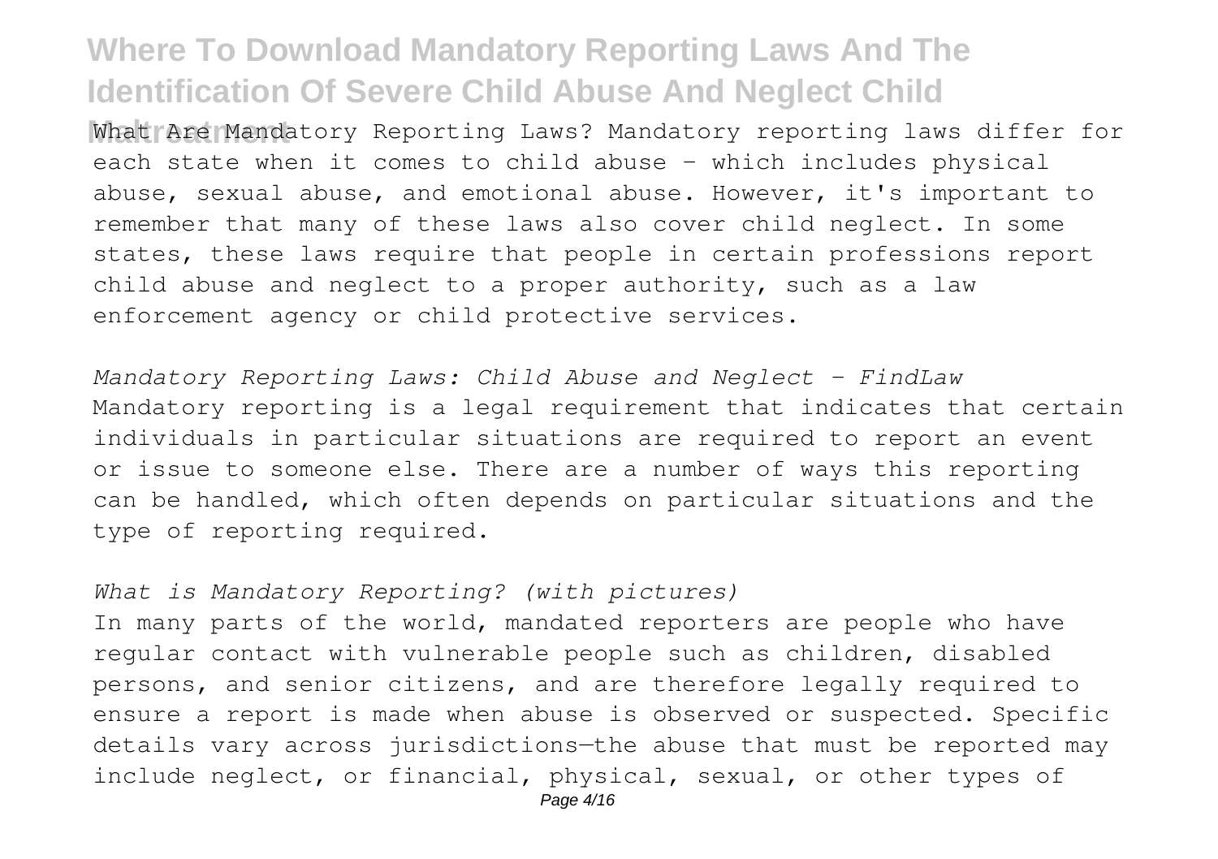What Are Mandatory Reporting Laws? Mandatory reporting laws differ for each state when it comes to child abuse - which includes physical abuse, sexual abuse, and emotional abuse. However, it's important to remember that many of these laws also cover child neglect. In some states, these laws require that people in certain professions report child abuse and neglect to a proper authority, such as a law enforcement agency or child protective services.

*Mandatory Reporting Laws: Child Abuse and Neglect - FindLaw*

Mandatory reporting is a legal requirement that indicates that certain individuals in particular situations are required to report an event or issue to someone else. There are a number of ways this reporting can be handled, which often depends on particular situations and the type of reporting required.

*What is Mandatory Reporting? (with pictures)*

In many parts of the world, mandated reporters are people who have regular contact with vulnerable people such as children, disabled persons, and senior citizens, and are therefore legally required to ensure a report is made when abuse is observed or suspected. Specific details vary across jurisdictions—the abuse that must be reported may include neglect, or financial, physical, sexual, or other types of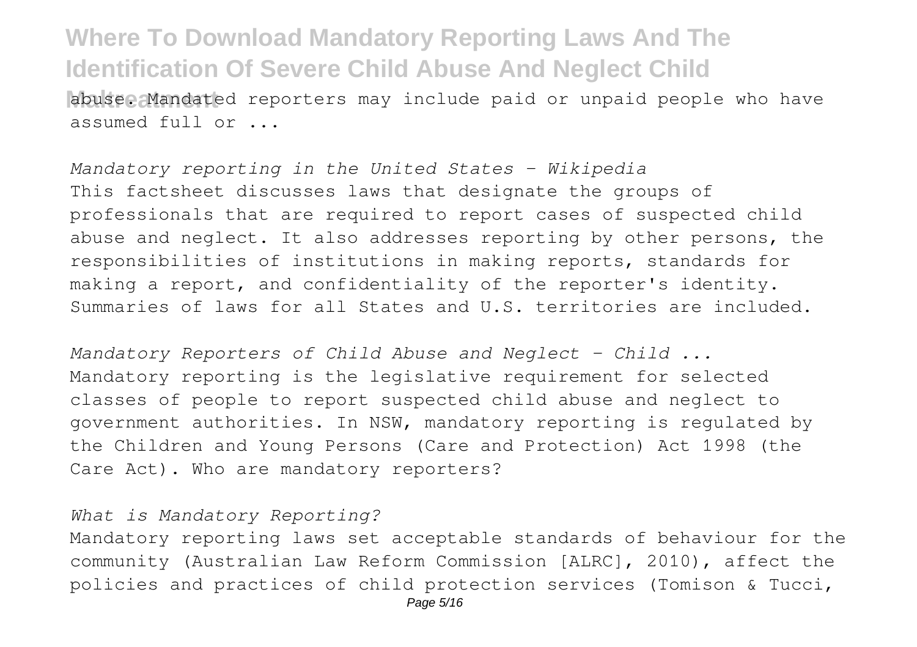abuse. Mandated reporters may include paid or unpaid people who have assumed full or ...

*Mandatory reporting in the United States - Wikipedia*
This factsheet discusses laws that designate the groups of professionals that are required to report cases of suspected child abuse and neglect. It also addresses reporting by other persons, the responsibilities of institutions in making reports, standards for making a report, and confidentiality of the reporter's identity. Summaries of laws for all States and U.S. territories are included.

*Mandatory Reporters of Child Abuse and Neglect - Child ...*
Mandatory reporting is the legislative requirement for selected classes of people to report suspected child abuse and neglect to government authorities. In NSW, mandatory reporting is regulated by the Children and Young Persons (Care and Protection) Act 1998 (the Care Act). Who are mandatory reporters?

*What is Mandatory Reporting?*
Mandatory reporting laws set acceptable standards of behaviour for the community (Australian Law Reform Commission [ALRC], 2010), affect the policies and practices of child protection services (Tomison & Tucci,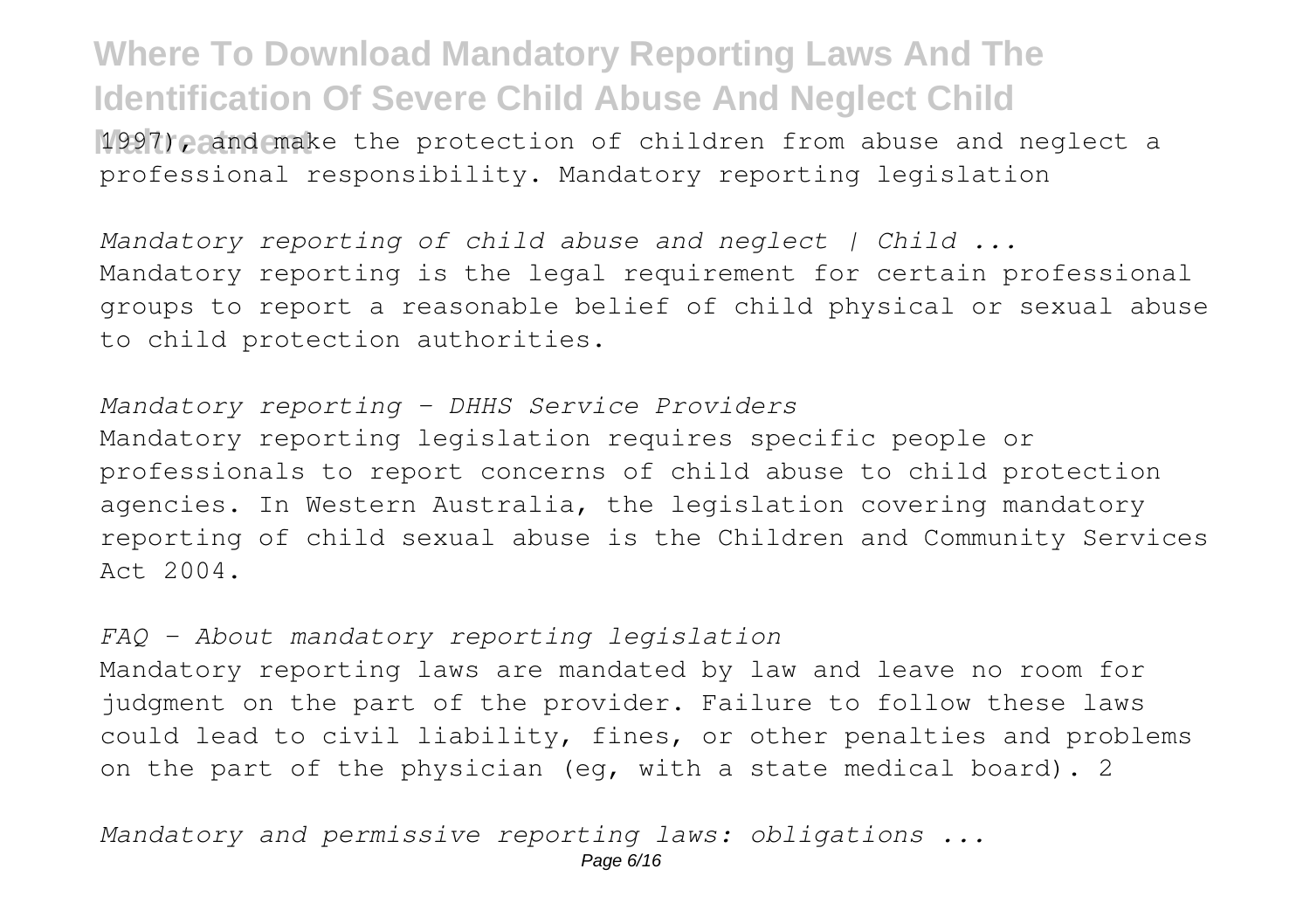1997), and make the protection of children from abuse and neglect a professional responsibility. Mandatory reporting legislation

*Mandatory reporting of child abuse and neglect | Child ...*
Mandatory reporting is the legal requirement for certain professional groups to report a reasonable belief of child physical or sexual abuse to child protection authorities.

*Mandatory reporting - DHHS Service Providers*
Mandatory reporting legislation requires specific people or professionals to report concerns of child abuse to child protection agencies. In Western Australia, the legislation covering mandatory reporting of child sexual abuse is the Children and Community Services Act 2004.

*FAQ - About mandatory reporting legislation*
Mandatory reporting laws are mandated by law and leave no room for judgment on the part of the provider. Failure to follow these laws could lead to civil liability, fines, or other penalties and problems on the part of the physician (eg, with a state medical board). 2

*Mandatory and permissive reporting laws: obligations ...*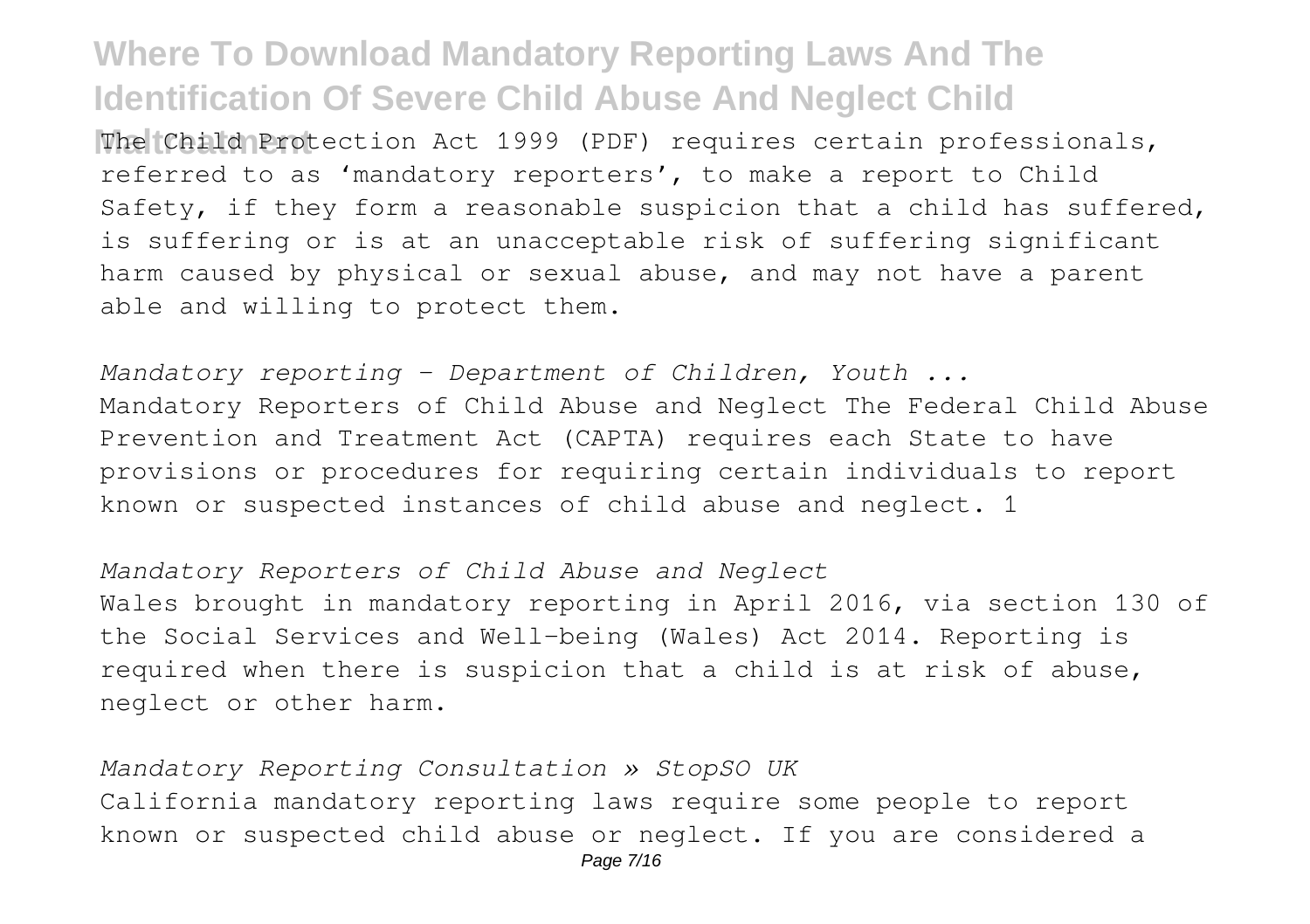The Child Protection Act 1999 (PDF) requires certain professionals, referred to as 'mandatory reporters', to make a report to Child Safety, if they form a reasonable suspicion that a child has suffered, is suffering or is at an unacceptable risk of suffering significant harm caused by physical or sexual abuse, and may not have a parent able and willing to protect them.

*Mandatory reporting - Department of Children, Youth ...*

Mandatory Reporters of Child Abuse and Neglect The Federal Child Abuse Prevention and Treatment Act (CAPTA) requires each State to have provisions or procedures for requiring certain individuals to report known or suspected instances of child abuse and neglect. 1

*Mandatory Reporters of Child Abuse and Neglect*

Wales brought in mandatory reporting in April 2016, via section 130 of the Social Services and Well-being (Wales) Act 2014. Reporting is required when there is suspicion that a child is at risk of abuse, neglect or other harm.

*Mandatory Reporting Consultation » StopSO UK*

California mandatory reporting laws require some people to report known or suspected child abuse or neglect. If you are considered a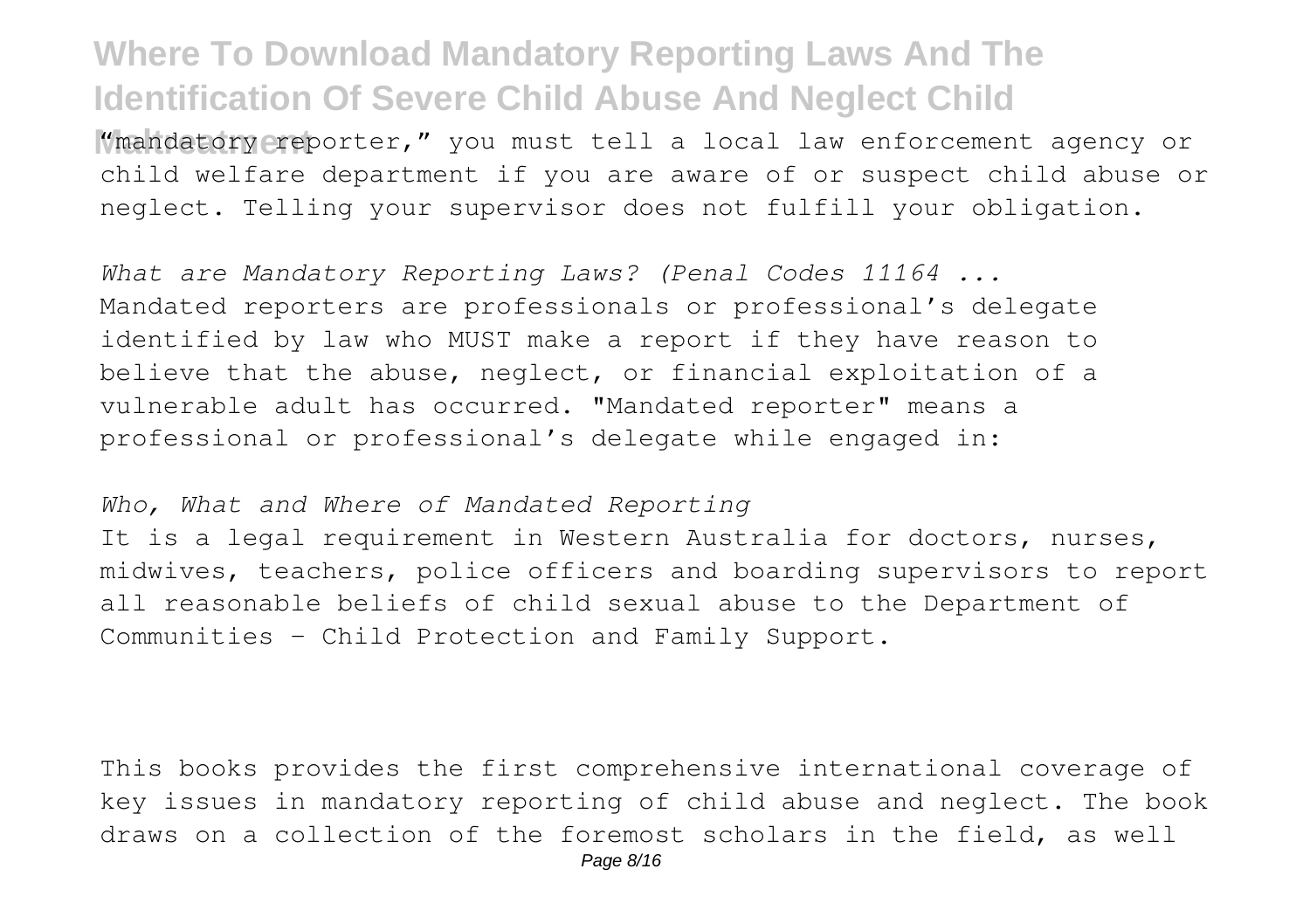"mandatory reporter," you must tell a local law enforcement agency or child welfare department if you are aware of or suspect child abuse or neglect. Telling your supervisor does not fulfill your obligation.

*What are Mandatory Reporting Laws? (Penal Codes 11164 ...*
Mandated reporters are professionals or professional's delegate identified by law who MUST make a report if they have reason to believe that the abuse, neglect, or financial exploitation of a vulnerable adult has occurred. "Mandated reporter" means a professional or professional's delegate while engaged in:

*Who, What and Where of Mandated Reporting*
It is a legal requirement in Western Australia for doctors, nurses, midwives, teachers, police officers and boarding supervisors to report all reasonable beliefs of child sexual abuse to the Department of Communities - Child Protection and Family Support.

This books provides the first comprehensive international coverage of key issues in mandatory reporting of child abuse and neglect. The book draws on a collection of the foremost scholars in the field, as well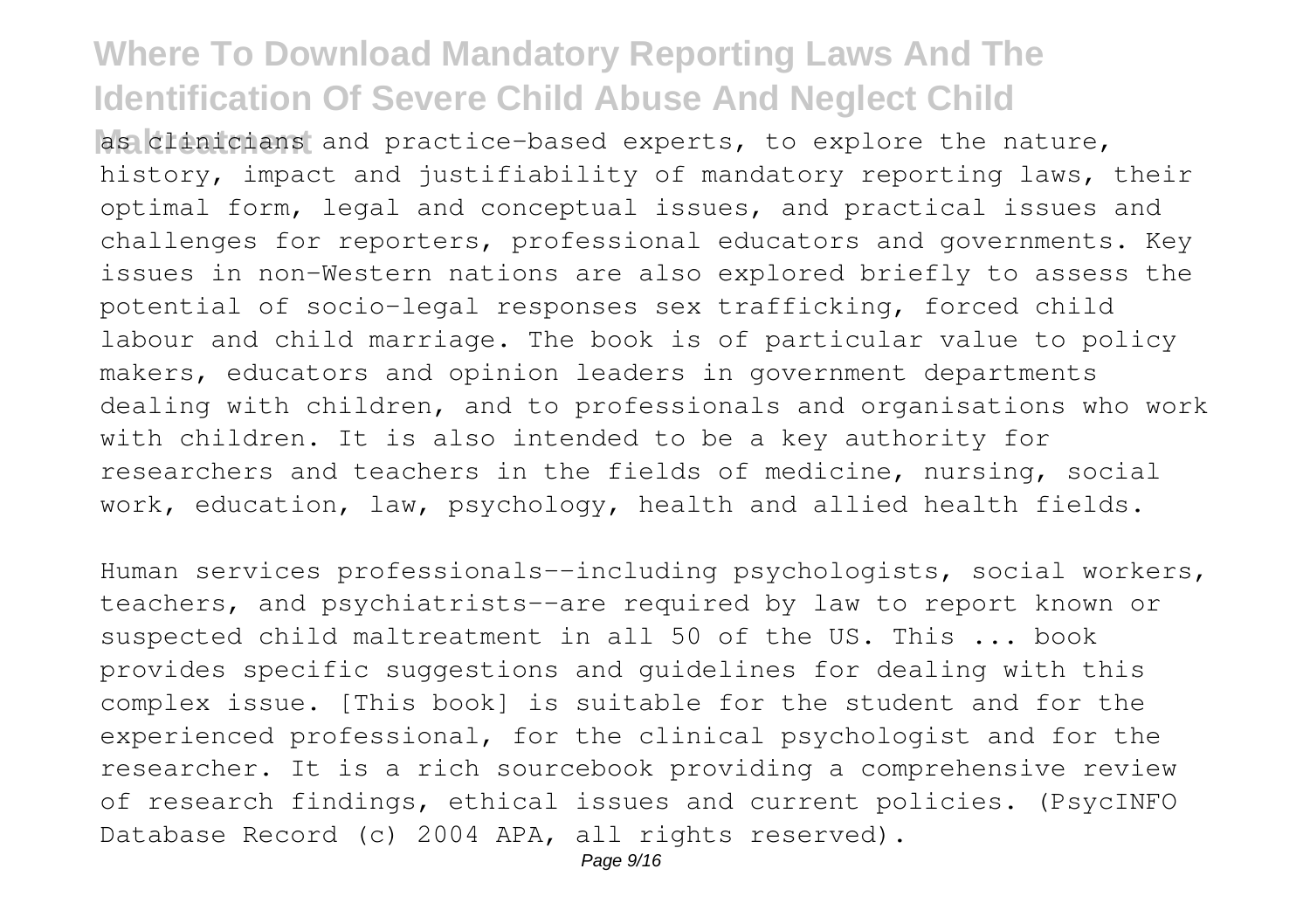as clinicians and practice-based experts, to explore the nature, history, impact and justifiability of mandatory reporting laws, their optimal form, legal and conceptual issues, and practical issues and challenges for reporters, professional educators and governments. Key issues in non-Western nations are also explored briefly to assess the potential of socio-legal responses sex trafficking, forced child labour and child marriage. The book is of particular value to policy makers, educators and opinion leaders in government departments dealing with children, and to professionals and organisations who work with children. It is also intended to be a key authority for researchers and teachers in the fields of medicine, nursing, social work, education, law, psychology, health and allied health fields.

Human services professionals--including psychologists, social workers, teachers, and psychiatrists--are required by law to report known or suspected child maltreatment in all 50 of the US. This ... book provides specific suggestions and guidelines for dealing with this complex issue. [This book] is suitable for the student and for the experienced professional, for the clinical psychologist and for the researcher. It is a rich sourcebook providing a comprehensive review of research findings, ethical issues and current policies. (PsycINFO Database Record (c) 2004 APA, all rights reserved).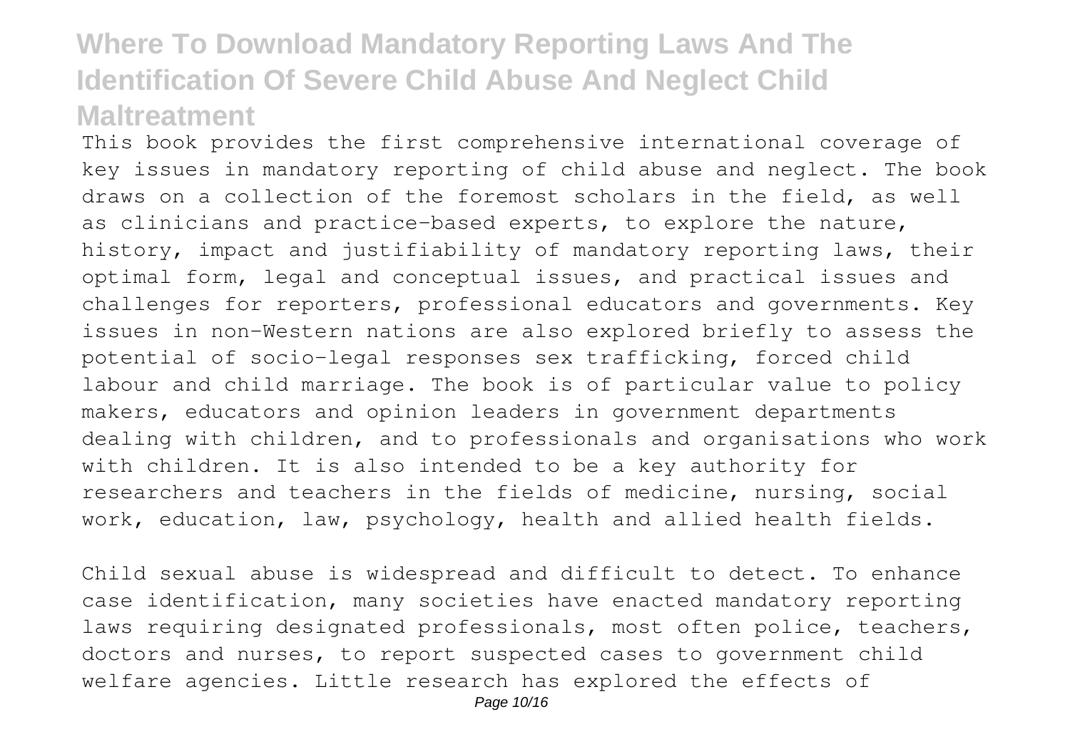This book provides the first comprehensive international coverage of key issues in mandatory reporting of child abuse and neglect. The book draws on a collection of the foremost scholars in the field, as well as clinicians and practice-based experts, to explore the nature, history, impact and justifiability of mandatory reporting laws, their optimal form, legal and conceptual issues, and practical issues and challenges for reporters, professional educators and governments. Key issues in non-Western nations are also explored briefly to assess the potential of socio-legal responses sex trafficking, forced child labour and child marriage. The book is of particular value to policy makers, educators and opinion leaders in government departments dealing with children, and to professionals and organisations who work with children. It is also intended to be a key authority for researchers and teachers in the fields of medicine, nursing, social work, education, law, psychology, health and allied health fields.

Child sexual abuse is widespread and difficult to detect. To enhance case identification, many societies have enacted mandatory reporting laws requiring designated professionals, most often police, teachers, doctors and nurses, to report suspected cases to government child welfare agencies. Little research has explored the effects of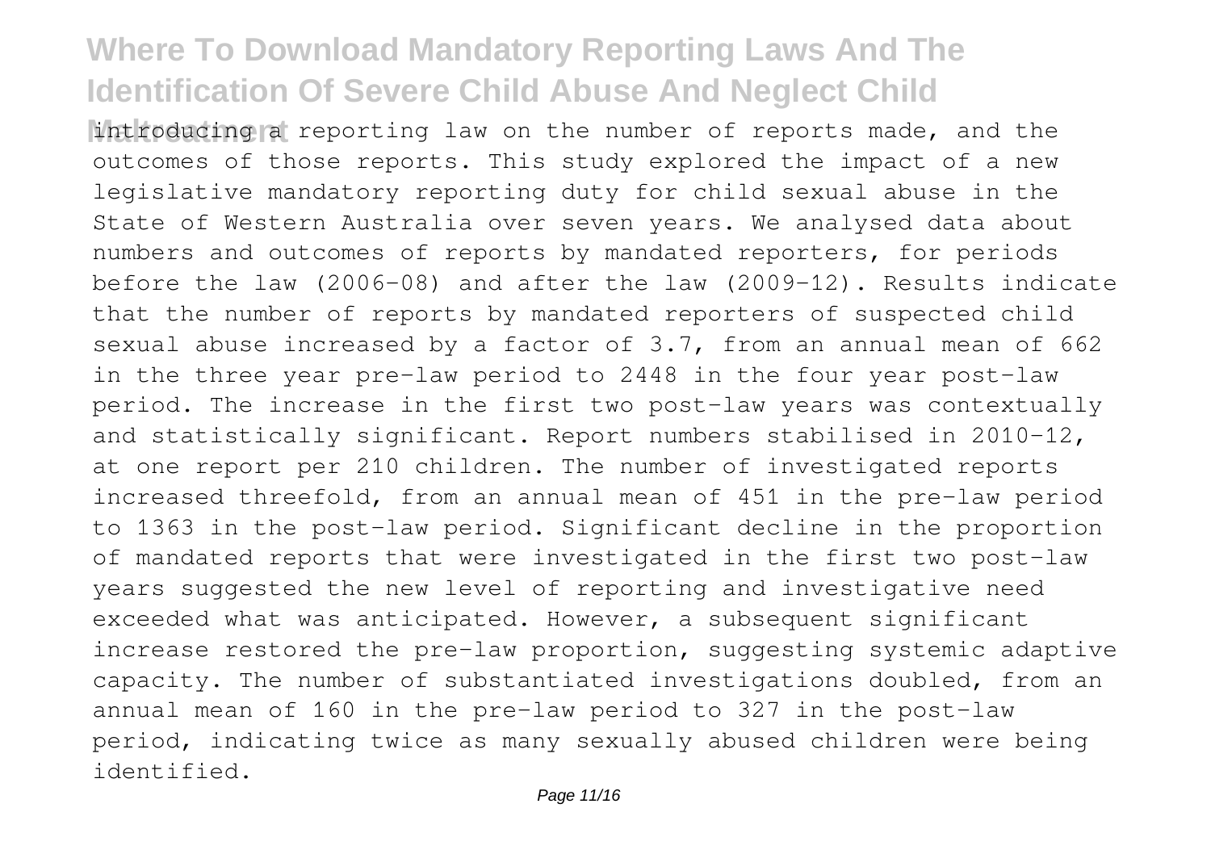introducing a reporting law on the number of reports made, and the outcomes of those reports. This study explored the impact of a new legislative mandatory reporting duty for child sexual abuse in the State of Western Australia over seven years. We analysed data about numbers and outcomes of reports by mandated reporters, for periods before the law (2006-08) and after the law (2009-12). Results indicate that the number of reports by mandated reporters of suspected child sexual abuse increased by a factor of 3.7, from an annual mean of 662 in the three year pre-law period to 2448 in the four year post-law period. The increase in the first two post-law years was contextually and statistically significant. Report numbers stabilised in 2010-12, at one report per 210 children. The number of investigated reports increased threefold, from an annual mean of 451 in the pre-law period to 1363 in the post-law period. Significant decline in the proportion of mandated reports that were investigated in the first two post-law years suggested the new level of reporting and investigative need exceeded what was anticipated. However, a subsequent significant increase restored the pre-law proportion, suggesting systemic adaptive capacity. The number of substantiated investigations doubled, from an annual mean of 160 in the pre-law period to 327 in the post-law period, indicating twice as many sexually abused children were being identified.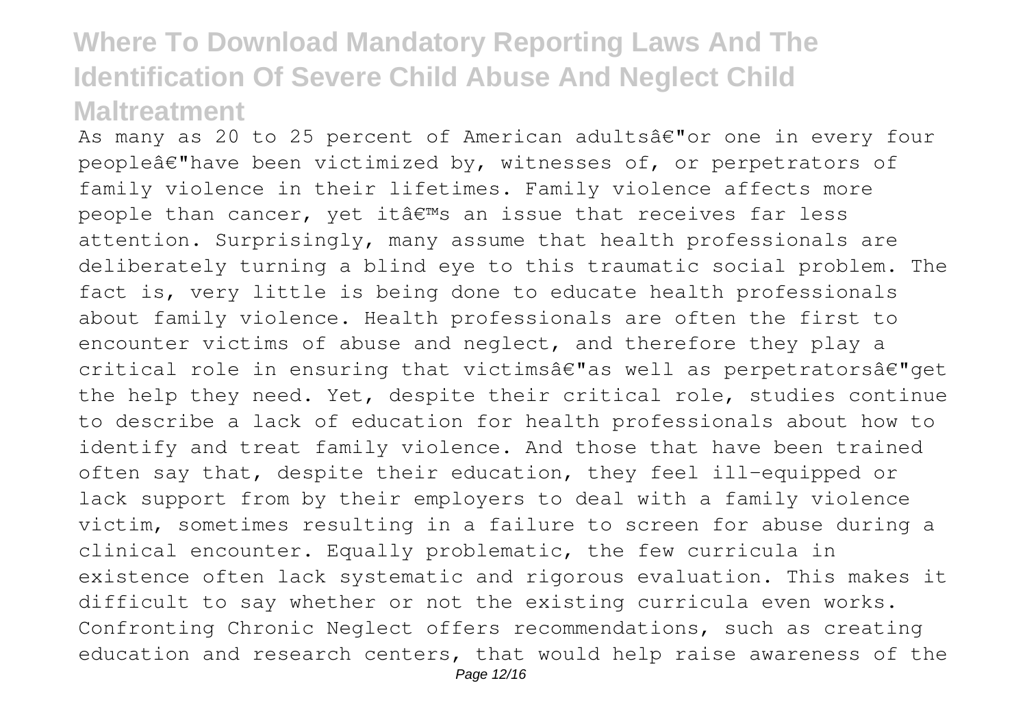As many as 20 to 25 percent of American adultsâ€"or one in every four peopleâ€"have been victimized by, witnesses of, or perpetrators of family violence in their lifetimes. Family violence affects more people than cancer, yet itâ€™s an issue that receives far less attention. Surprisingly, many assume that health professionals are deliberately turning a blind eye to this traumatic social problem. The fact is, very little is being done to educate health professionals about family violence. Health professionals are often the first to encounter victims of abuse and neglect, and therefore they play a critical role in ensuring that victimsâ€"as well as perpetratorsâ€"get the help they need. Yet, despite their critical role, studies continue to describe a lack of education for health professionals about how to identify and treat family violence. And those that have been trained often say that, despite their education, they feel ill-equipped or lack support from by their employers to deal with a family violence victim, sometimes resulting in a failure to screen for abuse during a clinical encounter. Equally problematic, the few curricula in existence often lack systematic and rigorous evaluation. This makes it difficult to say whether or not the existing curricula even works. Confronting Chronic Neglect offers recommendations, such as creating education and research centers, that would help raise awareness of the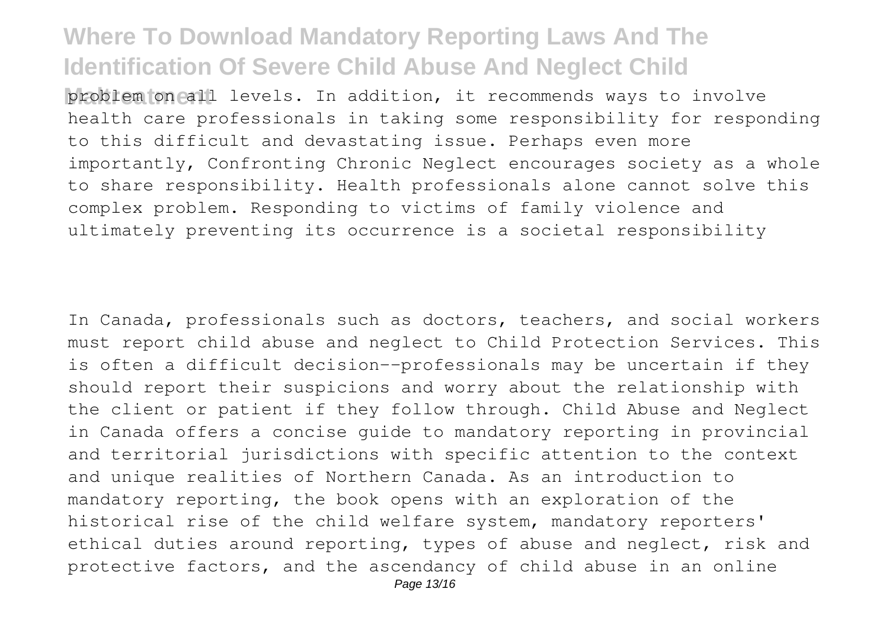problem on all levels. In addition, it recommends ways to involve health care professionals in taking some responsibility for responding to this difficult and devastating issue. Perhaps even more importantly, Confronting Chronic Neglect encourages society as a whole to share responsibility. Health professionals alone cannot solve this complex problem. Responding to victims of family violence and ultimately preventing its occurrence is a societal responsibility

In Canada, professionals such as doctors, teachers, and social workers must report child abuse and neglect to Child Protection Services. This is often a difficult decision--professionals may be uncertain if they should report their suspicions and worry about the relationship with the client or patient if they follow through. Child Abuse and Neglect in Canada offers a concise guide to mandatory reporting in provincial and territorial jurisdictions with specific attention to the context and unique realities of Northern Canada. As an introduction to mandatory reporting, the book opens with an exploration of the historical rise of the child welfare system, mandatory reporters' ethical duties around reporting, types of abuse and neglect, risk and protective factors, and the ascendancy of child abuse in an online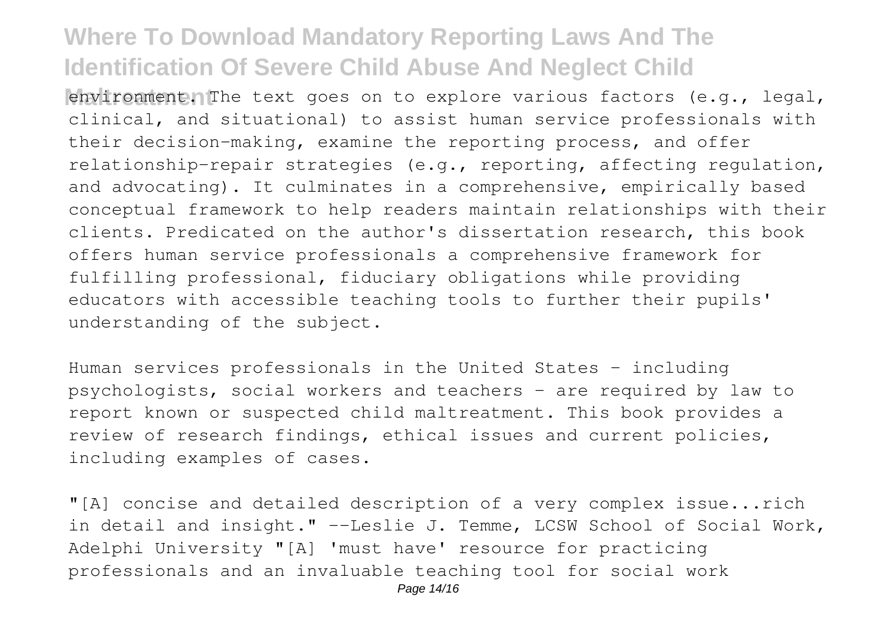environment. The text goes on to explore various factors (e.g., legal, clinical, and situational) to assist human service professionals with their decision-making, examine the reporting process, and offer relationship-repair strategies (e.g., reporting, affecting regulation, and advocating). It culminates in a comprehensive, empirically based conceptual framework to help readers maintain relationships with their clients. Predicated on the author's dissertation research, this book offers human service professionals a comprehensive framework for fulfilling professional, fiduciary obligations while providing educators with accessible teaching tools to further their pupils' understanding of the subject.

Human services professionals in the United States - including psychologists, social workers and teachers - are required by law to report known or suspected child maltreatment. This book provides a review of research findings, ethical issues and current policies, including examples of cases.

"[A] concise and detailed description of a very complex issue...rich in detail and insight." --Leslie J. Temme, LCSW School of Social Work, Adelphi University "[A] 'must have' resource for practicing professionals and an invaluable teaching tool for social work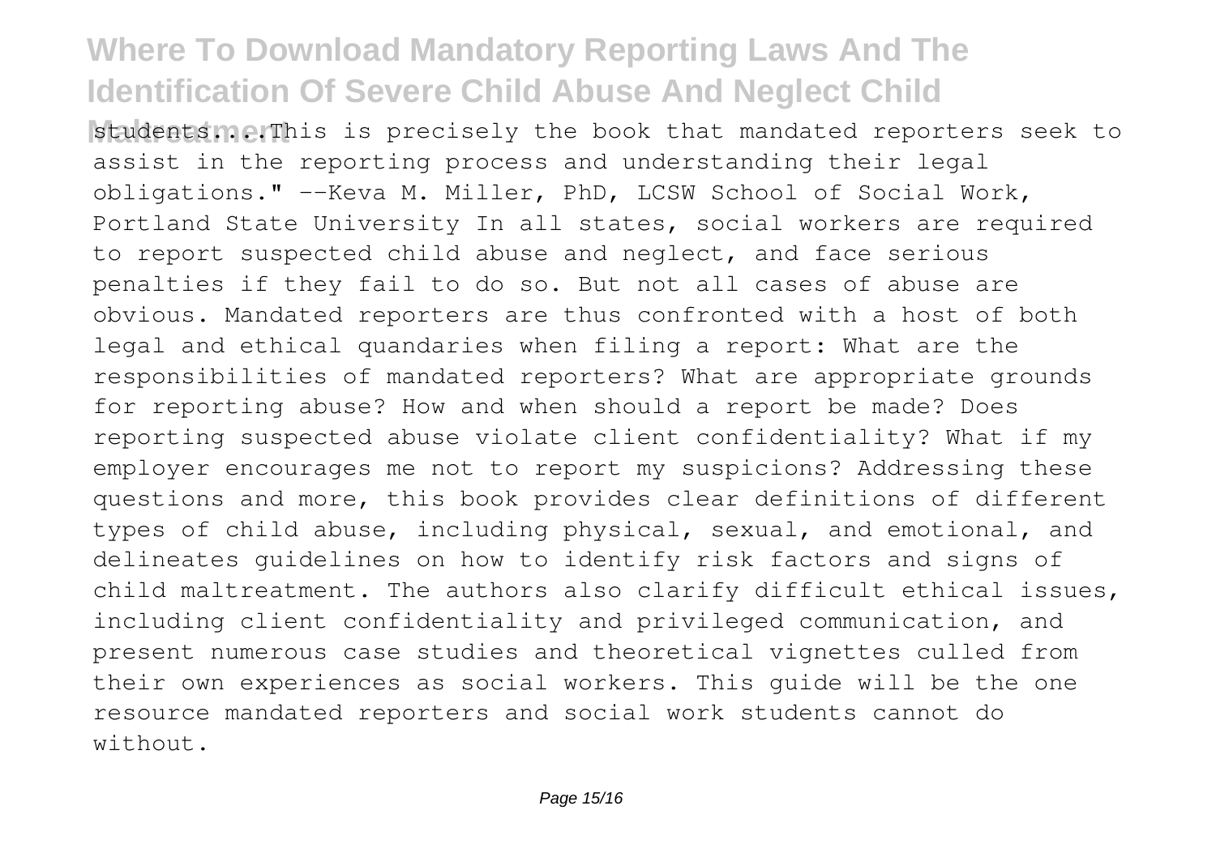students....This is precisely the book that mandated reporters seek to assist in the reporting process and understanding their legal obligations." --Keva M. Miller, PhD, LCSW School of Social Work, Portland State University In all states, social workers are required to report suspected child abuse and neglect, and face serious penalties if they fail to do so. But not all cases of abuse are obvious. Mandated reporters are thus confronted with a host of both legal and ethical quandaries when filing a report: What are the responsibilities of mandated reporters? What are appropriate grounds for reporting abuse? How and when should a report be made? Does reporting suspected abuse violate client confidentiality? What if my employer encourages me not to report my suspicions? Addressing these questions and more, this book provides clear definitions of different types of child abuse, including physical, sexual, and emotional, and delineates guidelines on how to identify risk factors and signs of child maltreatment. The authors also clarify difficult ethical issues, including client confidentiality and privileged communication, and present numerous case studies and theoretical vignettes culled from their own experiences as social workers. This guide will be the one resource mandated reporters and social work students cannot do without.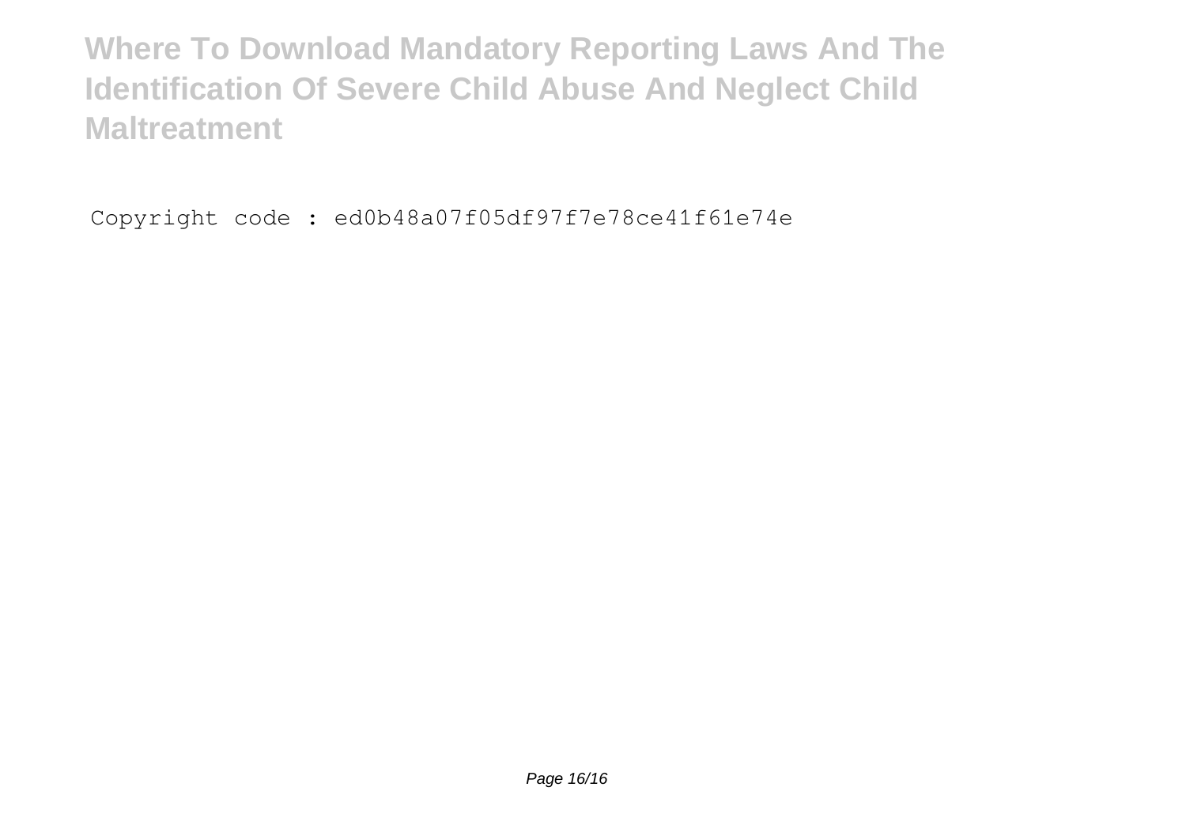Copyright code : ed0b48a07f05df97f7e78ce41f61e74e